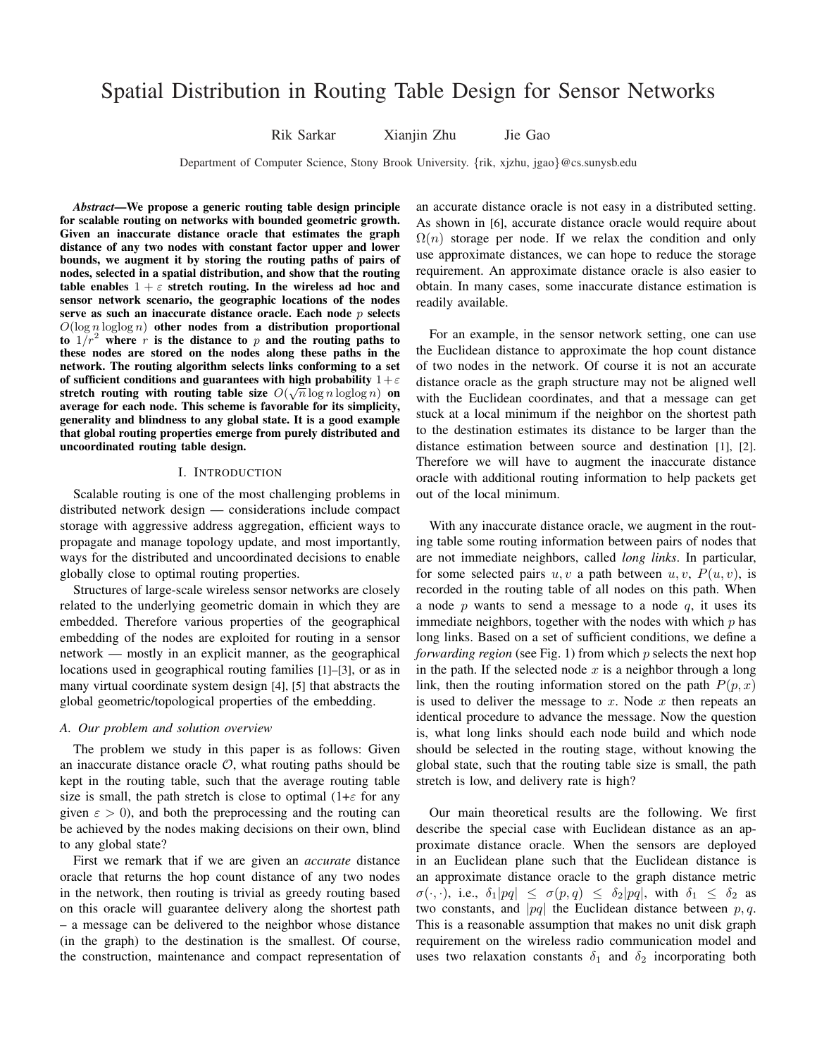# Spatial Distribution in Routing Table Design for Sensor Networks

Rik Sarkar   Xianjin Zhu   Jie Gao

Department of Computer Science, Stony Brook University. {rik, xjzhu, jgao}@cs.sunysb.edu

***Abstract*—We propose a generic routing table design principle for scalable routing on networks with bounded geometric growth. Given an inaccurate distance oracle that estimates the graph distance of any two nodes with constant factor upper and lower bounds, we augment it by storing the routing paths of pairs of nodes, selected in a spatial distribution, and show that the routing table enables $1 + \varepsilon$ stretch routing. In the wireless ad hoc and sensor network scenario, the geographic locations of the nodes serve as such an inaccurate distance oracle. Each node $p$ selects $O(\log n \operatorname{loglog} n)$ other nodes from a distribution proportional to $1/r^2$ where $r$ is the distance to $p$ and the routing paths to these nodes are stored on the nodes along these paths in the network. The routing algorithm selects links conforming to a set of sufficient conditions and guarantees with high probability $1+\varepsilon$ stretch routing with routing table size $O(\sqrt{n} \log n \operatorname{loglog} n)$ on average for each node. This scheme is favorable for its simplicity, generality and blindness to any global state. It is a good example that global routing properties emerge from purely distributed and uncoordinated routing table design.**

## I. Introduction

Scalable routing is one of the most challenging problems in distributed network design — considerations include compact storage with aggressive address aggregation, efficient ways to propagate and manage topology update, and most importantly, ways for the distributed and uncoordinated decisions to enable globally close to optimal routing properties.

Structures of large-scale wireless sensor networks are closely related to the underlying geometric domain in which they are embedded. Therefore various properties of the geographical embedding of the nodes are exploited for routing in a sensor network — mostly in an explicit manner, as the geographical locations used in geographical routing families [1]–[3], or as in many virtual coordinate system design [4], [5] that abstracts the global geometric/topological properties of the embedding.

### A. Our problem and solution overview

The problem we study in this paper is as follows: Given an inaccurate distance oracle $\mathcal{O}$, what routing paths should be kept in the routing table, such that the average routing table size is small, the path stretch is close to optimal (1+$\varepsilon$ for any given $\varepsilon > 0$), and both the preprocessing and the routing can be achieved by the nodes making decisions on their own, blind to any global state?

First we remark that if we are given an *accurate* distance oracle that returns the hop count distance of any two nodes in the network, then routing is trivial as greedy routing based on this oracle will guarantee delivery along the shortest path – a message can be delivered to the neighbor whose distance (in the graph) to the destination is the smallest. Of course, the construction, maintenance and compact representation of an accurate distance oracle is not easy in a distributed setting. As shown in [6], accurate distance oracle would require about $\Omega(n)$ storage per node. If we relax the condition and only use approximate distances, we can hope to reduce the storage requirement. An approximate distance oracle is also easier to obtain. In many cases, some inaccurate distance estimation is readily available.

For an example, in the sensor network setting, one can use the Euclidean distance to approximate the hop count distance of two nodes in the network. Of course it is not an accurate distance oracle as the graph structure may not be aligned well with the Euclidean coordinates, and that a message can get stuck at a local minimum if the neighbor on the shortest path to the destination estimates its distance to be larger than the distance estimation between source and destination [1], [2]. Therefore we will have to augment the inaccurate distance oracle with additional routing information to help packets get out of the local minimum.

With any inaccurate distance oracle, we augment in the routing table some routing information between pairs of nodes that are not immediate neighbors, called *long links*. In particular, for some selected pairs $u, v$ a path between $u, v$, $P(u, v)$, is recorded in the routing table of all nodes on this path. When a node $p$ wants to send a message to a node $q$, it uses its immediate neighbors, together with the nodes with which $p$ has long links. Based on a set of sufficient conditions, we define a *forwarding region* (see Fig. 1) from which $p$ selects the next hop in the path. If the selected node $x$ is a neighbor through a long link, then the routing information stored on the path $P(p, x)$ is used to deliver the message to $x$. Node $x$ then repeats an identical procedure to advance the message. Now the question is, what long links should each node build and which node should be selected in the routing stage, without knowing the global state, such that the routing table size is small, the path stretch is low, and delivery rate is high?

Our main theoretical results are the following. We first describe the special case with Euclidean distance as an approximate distance oracle. When the sensors are deployed in an Euclidean plane such that the Euclidean distance is an approximate distance oracle to the graph distance metric $\sigma(\cdot, \cdot)$, i.e., $\delta_1|pq| \leq \sigma(p, q) \leq \delta_2|pq|$, with $\delta_1 \leq \delta_2$ as two constants, and $|pq|$ the Euclidean distance between $p, q$. This is a reasonable assumption that makes no unit disk graph requirement on the wireless radio communication model and uses two relaxation constants $\delta_1$ and $\delta_2$ incorporating both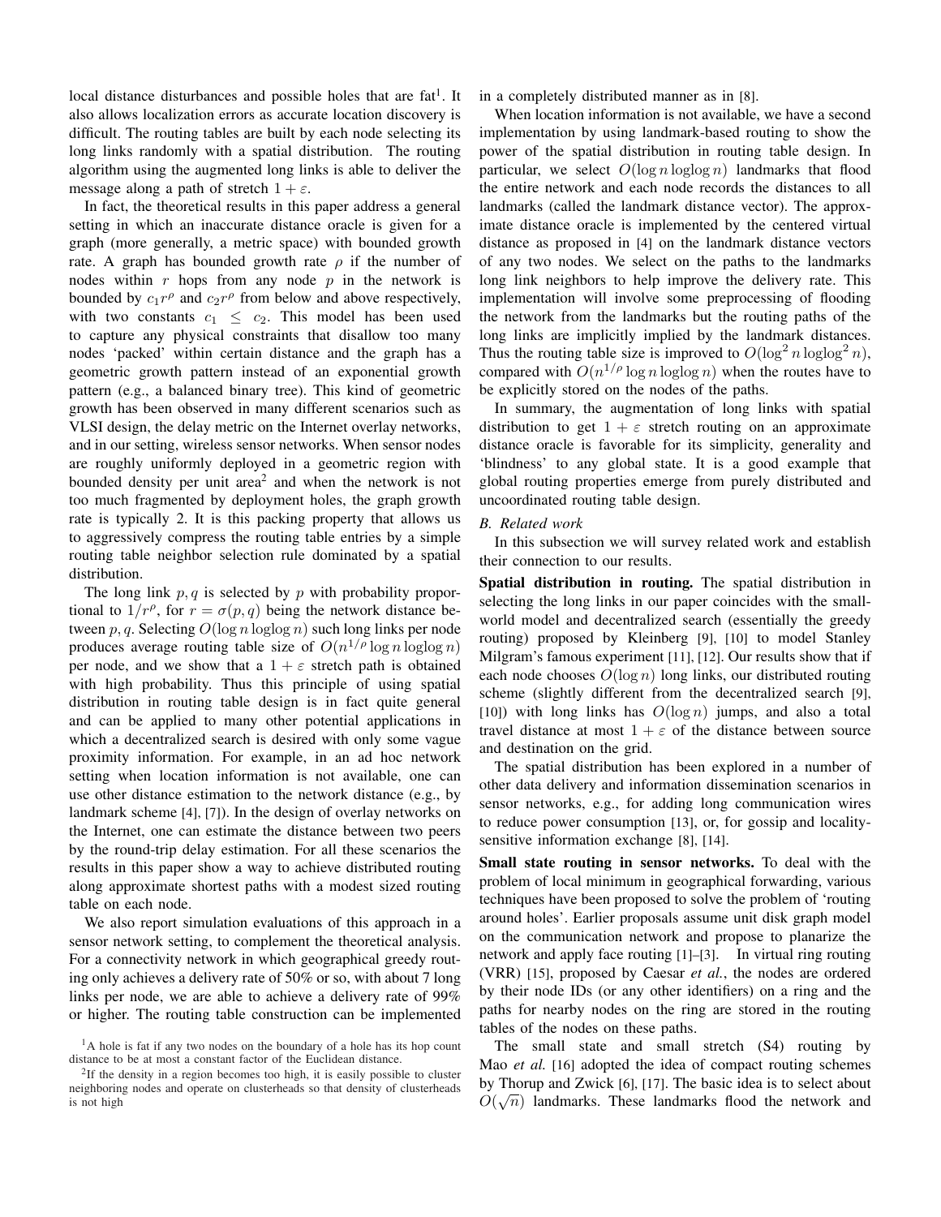local distance disturbances and possible holes that are fat[1]. It also allows localization errors as accurate location discovery is difficult. The routing tables are built by each node selecting its long links randomly with a spatial distribution. The routing algorithm using the augmented long links is able to deliver the message along a path of stretch $1 + \varepsilon$.

In fact, the theoretical results in this paper address a general setting in which an inaccurate distance oracle is given for a graph (more generally, a metric space) with bounded growth rate. A graph has bounded growth rate $\rho$ if the number of nodes within $r$ hops from any node $p$ in the network is bounded by $c_1 r^\rho$ and $c_2 r^\rho$ from below and above respectively, with two constants $c_1 \leq c_2$. This model has been used to capture any physical constraints that disallow too many nodes 'packed' within certain distance and the graph has a geometric growth pattern instead of an exponential growth pattern (e.g., a balanced binary tree). This kind of geometric growth has been observed in many different scenarios such as VLSI design, the delay metric on the Internet overlay networks, and in our setting, wireless sensor networks. When sensor nodes are roughly uniformly deployed in a geometric region with bounded density per unit area[2] and when the network is not too much fragmented by deployment holes, the graph growth rate is typically 2. It is this packing property that allows us to aggressively compress the routing table entries by a simple routing table neighbor selection rule dominated by a spatial distribution.

The long link $p, q$ is selected by $p$ with probability proportional to $1/r^\rho$, for $r = \sigma(p, q)$ being the network distance between $p, q$. Selecting $O(\log n \operatorname{loglog} n)$ such long links per node produces average routing table size of $O(n^{1/\rho} \log n \operatorname{loglog} n)$ per node, and we show that a $1 + \varepsilon$ stretch path is obtained with high probability. Thus this principle of using spatial distribution in routing table design is in fact quite general and can be applied to many other potential applications in which a decentralized search is desired with only some vague proximity information. For example, in an ad hoc network setting when location information is not available, one can use other distance estimation to the network distance (e.g., by landmark scheme [4], [7]). In the design of overlay networks on the Internet, one can estimate the distance between two peers by the round-trip delay estimation. For all these scenarios the results in this paper show a way to achieve distributed routing along approximate shortest paths with a modest sized routing table on each node.

We also report simulation evaluations of this approach in a sensor network setting, to complement the theoretical analysis. For a connectivity network in which geographical greedy routing only achieves a delivery rate of 50% or so, with about 7 long links per node, we are able to achieve a delivery rate of 99% or higher. The routing table construction can be implemented in a completely distributed manner as in [8].

When location information is not available, we have a second implementation by using landmark-based routing to show the power of the spatial distribution in routing table design. In particular, we select $O(\log n \operatorname{loglog} n)$ landmarks that flood the entire network and each node records the distances to all landmarks (called the landmark distance vector). The approximate distance oracle is implemented by the centered virtual distance as proposed in [4] on the landmark distance vectors of any two nodes. We select on the paths to the landmarks long link neighbors to help improve the delivery rate. This implementation will involve some preprocessing of flooding the network from the landmarks but the routing paths of the long links are implicitly implied by the landmark distances. Thus the routing table size is improved to $O(\log^2 n \operatorname{loglog}^2 n)$, compared with $O(n^{1/\rho} \log n \operatorname{loglog} n)$ when the routes have to be explicitly stored on the nodes of the paths.

In summary, the augmentation of long links with spatial distribution to get $1 + \varepsilon$ stretch routing on an approximate distance oracle is favorable for its simplicity, generality and 'blindness' to any global state. It is a good example that global routing properties emerge from purely distributed and uncoordinated routing table design.

### B. Related work

In this subsection we will survey related work and establish their connection to our results.

**Spatial distribution in routing.** The spatial distribution in selecting the long links in our paper coincides with the small-world model and decentralized search (essentially the greedy routing) proposed by Kleinberg [9], [10] to model Stanley Milgram's famous experiment [11], [12]. Our results show that if each node chooses $O(\log n)$ long links, our distributed routing scheme (slightly different from the decentralized search [9], [10]) with long links has $O(\log n)$ jumps, and also a total travel distance at most $1 + \varepsilon$ of the distance between source and destination on the grid.

The spatial distribution has been explored in a number of other data delivery and information dissemination scenarios in sensor networks, e.g., for adding long communication wires to reduce power consumption [13], or, for gossip and locality-sensitive information exchange [8], [14].

**Small state routing in sensor networks.** To deal with the problem of local minimum in geographical forwarding, various techniques have been proposed to solve the problem of 'routing around holes'. Earlier proposals assume unit disk graph model on the communication network and propose to planarize the network and apply face routing [1]–[3]. In virtual ring routing (VRR) [15], proposed by Caesar *et al.*, the nodes are ordered by their node IDs (or any other identifiers) on a ring and the paths for nearby nodes on the ring are stored in the routing tables of the nodes on these paths.

The small state and small stretch (S4) routing by Mao *et al.* [16] adopted the idea of compact routing schemes by Thorup and Zwick [6], [17]. The basic idea is to select about $O(\sqrt{n})$ landmarks. These landmarks flood the network and

[1] A hole is fat if any two nodes on the boundary of a hole has its hop count distance to be at most a constant factor of the Euclidean distance.

[2] If the density in a region becomes too high, it is easily possible to cluster neighboring nodes and operate on clusterheads so that density of clusterheads is not high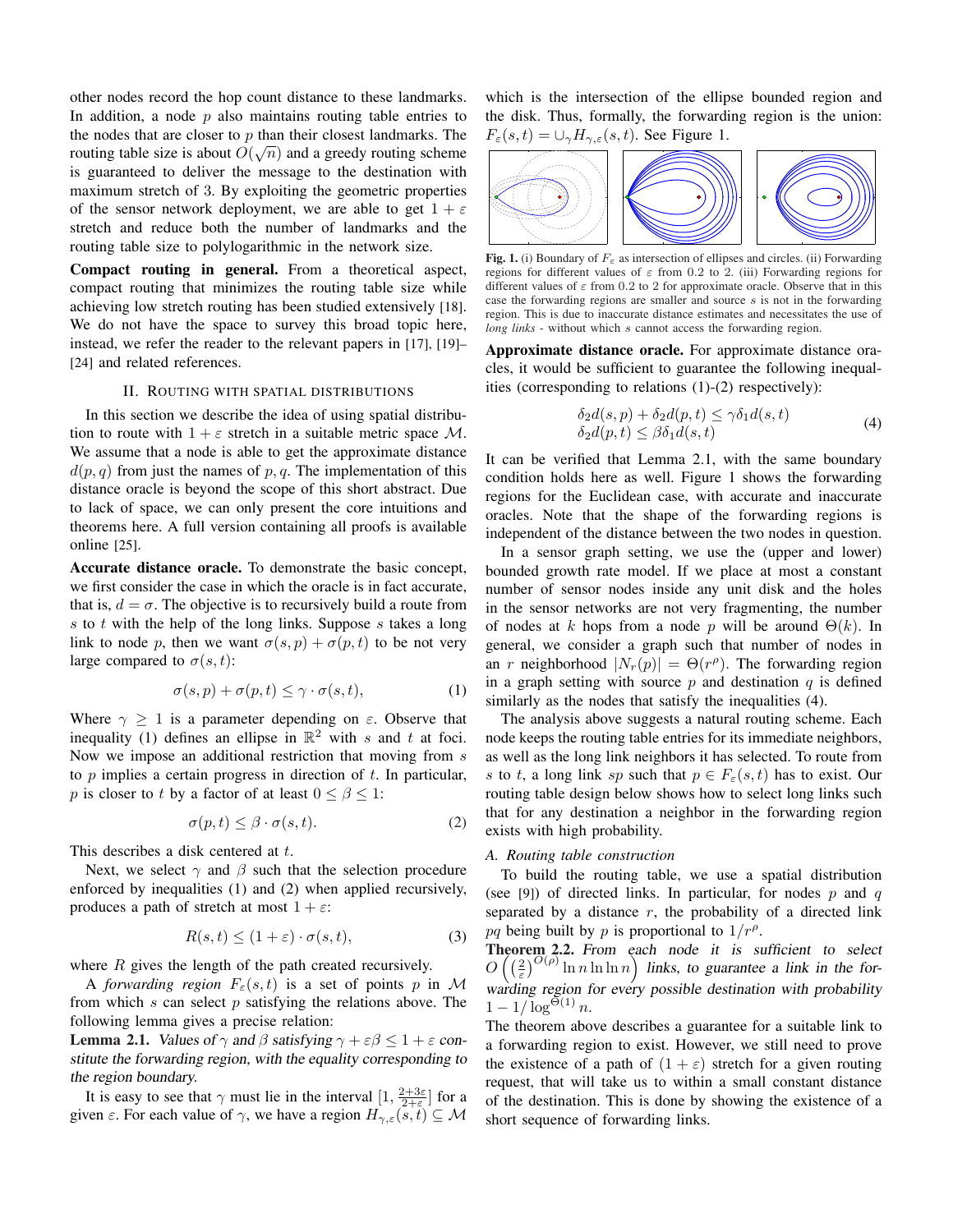other nodes record the hop count distance to these landmarks. In addition, a node $p$ also maintains routing table entries to the nodes that are closer to $p$ than their closest landmarks. The routing table size is about $O(\sqrt{n})$ and a greedy routing scheme is guaranteed to deliver the message to the destination with maximum stretch of 3. By exploiting the geometric properties of the sensor network deployment, we are able to get $1+\varepsilon$ stretch and reduce both the number of landmarks and the routing table size to polylogarithmic in the network size.

**Compact routing in general.** From a theoretical aspect, compact routing that minimizes the routing table size while achieving low stretch routing has been studied extensively [18]. We do not have the space to survey this broad topic here, instead, we refer the reader to the relevant papers in [17], [19]–[24] and related references.

## II. Routing with spatial distributions

In this section we describe the idea of using spatial distribution to route with $1+\varepsilon$ stretch in a suitable metric space $\mathcal{M}$. We assume that a node is able to get the approximate distance $d(p,q)$ from just the names of $p,q$. The implementation of this distance oracle is beyond the scope of this short abstract. Due to lack of space, we can only present the core intuitions and theorems here. A full version containing all proofs is available online [25].

**Accurate distance oracle.** To demonstrate the basic concept, we first consider the case in which the oracle is in fact accurate, that is, $d=\sigma$. The objective is to recursively build a route from $s$ to $t$ with the help of the long links. Suppose $s$ takes a long link to node $p$, then we want $\sigma(s,p)+\sigma(p,t)$ to be not very large compared to $\sigma(s,t)$:

$$\sigma(s,p)+\sigma(p,t) \le \gamma \cdot \sigma(s,t), \tag{1}$$

Where $\gamma \ge 1$ is a parameter depending on $\varepsilon$. Observe that inequality (1) defines an ellipse in $\mathbb{R}^2$ with $s$ and $t$ at foci. Now we impose an additional restriction that moving from $s$ to $p$ implies a certain progress in direction of $t$. In particular, $p$ is closer to $t$ by a factor of at least $0 \le \beta \le 1$:

$$\sigma(p,t) \le \beta \cdot \sigma(s,t). \tag{2}$$

This describes a disk centered at $t$.

Next, we select $\gamma$ and $\beta$ such that the selection procedure enforced by inequalities (1) and (2) when applied recursively, produces a path of stretch at most $1+\varepsilon$:

$$R(s,t) \le (1+\varepsilon)\cdot \sigma(s,t), \tag{3}$$

where $R$ gives the length of the path created recursively.

A *forwarding region* $F_\varepsilon(s,t)$ is a set of points $p$ in $\mathcal{M}$ from which $s$ can select $p$ satisfying the relations above. The following lemma gives a precise relation:

**Lemma 2.1.** *Values of $\gamma$ and $\beta$ satisfying $\gamma+\varepsilon\beta \le 1+\varepsilon$ constitute the forwarding region, with the equality corresponding to the region boundary.*

It is easy to see that $\gamma$ must lie in the interval $[1, \frac{2+3\varepsilon}{2+\varepsilon}]$ for a given $\varepsilon$. For each value of $\gamma$, we have a region $H_{\gamma,\varepsilon}(s,t) \subseteq \mathcal{M}$ which is the intersection of the ellipse bounded region and the disk. Thus, formally, the forwarding region is the union: $F_\varepsilon(s,t) = \cup_\gamma H_{\gamma,\varepsilon}(s,t)$. See Figure 1.

**Fig. 1.** (i) Boundary of $F_\varepsilon$ as intersection of ellipses and circles. (ii) Forwarding regions for different values of $\varepsilon$ from 0.2 to 2. (iii) Forwarding regions for different values of $\varepsilon$ from 0.2 to 2 for approximate oracle. Observe that in this case the forwarding regions are smaller and source $s$ is not in the forwarding region. This is due to inaccurate distance estimates and necessitates the use of *long links* - without which $s$ cannot access the forwarding region.

**Approximate distance oracle.** For approximate distance oracles, it would be sufficient to guarantee the following inequalities (corresponding to relations (1)-(2) respectively):

$$\begin{aligned} \delta_2 d(s,p)+\delta_2 d(p,t) &\le \gamma\delta_1 d(s,t) \\ \delta_2 d(p,t) &\le \beta\delta_1 d(s,t) \end{aligned} \tag{4}$$

It can be verified that Lemma 2.1, with the same boundary condition holds here as well. Figure 1 shows the forwarding regions for the Euclidean case, with accurate and inaccurate oracles. Note that the shape of the forwarding regions is independent of the distance between the two nodes in question.

In a sensor graph setting, we use the (upper and lower) bounded growth rate model. If we place at most a constant number of sensor nodes inside any unit disk and the holes in the sensor networks are not very fragmenting, the number of nodes at $k$ hops from a node $p$ will be around $\Theta(k)$. In general, we consider a graph such that number of nodes in an $r$ neighborhood $|N_r(p)| = \Theta(r^\rho)$. The forwarding region in a graph setting with source $p$ and destination $q$ is defined similarly as the nodes that satisfy the inequalities (4).

The analysis above suggests a natural routing scheme. Each node keeps the routing table entries for its immediate neighbors, as well as the long link neighbors it has selected. To route from $s$ to $t$, a long link $sp$ such that $p \in F_\varepsilon(s,t)$ has to exist. Our routing table design below shows how to select long links such that for any destination a neighbor in the forwarding region exists with high probability.

### A. Routing table construction

To build the routing table, we use a spatial distribution (see [9]) of directed links. In particular, for nodes $p$ and $q$ separated by a distance $r$, the probability of a directed link $pq$ being built by $p$ is proportional to $1/r^\rho$.

**Theorem 2.2.** *From each node it is sufficient to select $O\left(\left(\frac{2}{\varepsilon}\right)^{O(\rho)} \ln n \ln\ln n\right)$ links, to guarantee a link in the forwarding region for every possible destination with probability $1-1/\log^{\Theta(1)} n$.*

The theorem above describes a guarantee for a suitable link to a forwarding region to exist. However, we still need to prove the existence of a path of $(1+\varepsilon)$ stretch for a given routing request, that will take us to within a small constant distance of the destination. This is done by showing the existence of a short sequence of forwarding links.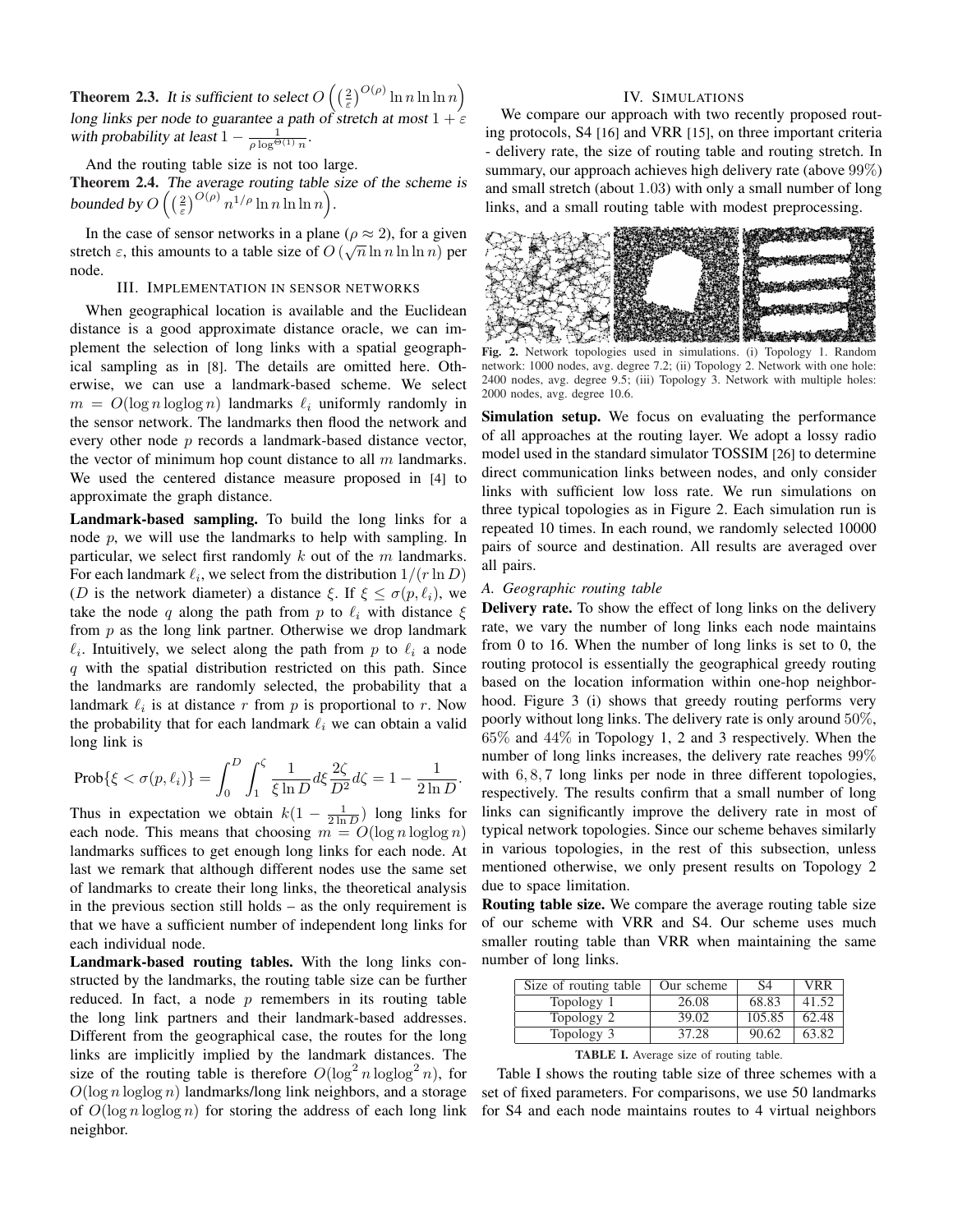**Theorem 2.3.** *It is sufficient to select $O\left(\left(\frac{2}{\varepsilon}\right)^{O(\rho)} \ln n \ln \ln n\right)$ long links per node to guarantee a path of stretch at most $1+\varepsilon$ with probability at least $1 - \frac{1}{\rho \log^{\Theta(1)} n}$.*

And the routing table size is not too large.

**Theorem 2.4.** *The average routing table size of the scheme is bounded by $O\left(\left(\frac{2}{\varepsilon}\right)^{O(\rho)} n^{1/\rho} \ln n \ln \ln n\right)$.*

In the case of sensor networks in a plane ($\rho \approx 2$), for a given stretch $\varepsilon$, this amounts to a table size of $O\left(\sqrt{n} \ln n \ln \ln n\right)$ per node.

## III. Implementation in sensor networks

When geographical location is available and the Euclidean distance is a good approximate distance oracle, we can implement the selection of long links with a spatial geographical sampling as in [8]. The details are omitted here. Otherwise, we can use a landmark-based scheme. We select $m = O(\log n \operatorname{loglog} n)$ landmarks $\ell_i$ uniformly randomly in the sensor network. The landmarks then flood the network and every other node $p$ records a landmark-based distance vector, the vector of minimum hop count distance to all $m$ landmarks. We used the centered distance measure proposed in [4] to approximate the graph distance.

**Landmark-based sampling.** To build the long links for a node $p$, we will use the landmarks to help with sampling. In particular, we select first randomly $k$ out of the $m$ landmarks. For each landmark $\ell_i$, we select from the distribution $1/(r \ln D)$ ($D$ is the network diameter) a distance $\xi$. If $\xi \leq \sigma(p, \ell_i)$, we take the node $q$ along the path from $p$ to $\ell_i$ with distance $\xi$ from $p$ as the long link partner. Otherwise we drop landmark $\ell_i$. Intuitively, we select along the path from $p$ to $\ell_i$ a node $q$ with the spatial distribution restricted on this path. Since the landmarks are randomly selected, the probability that a landmark $\ell_i$ is at distance $r$ from $p$ is proportional to $r$. Now the probability that for each landmark $\ell_i$ we can obtain a valid long link is

$$\text{Prob}\{\xi < \sigma(p, \ell_i)\} = \int_0^D \int_1^\zeta \frac{1}{\xi \ln D} d\xi \frac{2\zeta}{D^2} d\zeta = 1 - \frac{1}{2 \ln D}.$$

Thus in expectation we obtain $k(1 - \frac{1}{2 \ln D})$ long links for each node. This means that choosing $m = O(\log n \operatorname{loglog} n)$ landmarks suffices to get enough long links for each node. At last we remark that although different nodes use the same set of landmarks to create their long links, the theoretical analysis in the previous section still holds – as the only requirement is that we have a sufficient number of independent long links for each individual node.

**Landmark-based routing tables.** With the long links constructed by the landmarks, the routing table size can be further reduced. In fact, a node $p$ remembers in its routing table the long link partners and their landmark-based addresses. Different from the geographical case, the routes for the long links are implicitly implied by the landmark distances. The size of the routing table is therefore $O(\log^2 n \operatorname{loglog}^2 n)$, for $O(\log n \operatorname{loglog} n)$ landmarks/long link neighbors, and a storage of $O(\log n \operatorname{loglog} n)$ for storing the address of each long link neighbor.

## IV. Simulations

We compare our approach with two recently proposed routing protocols, S4 [16] and VRR [15], on three important criteria - delivery rate, the size of routing table and routing stretch. In summary, our approach achieves high delivery rate (above 99%) and small stretch (about 1.03) with only a small number of long links, and a small routing table with modest preprocessing.

**Fig. 2.** Network topologies used in simulations. (i) Topology 1. Random network: 1000 nodes, avg. degree 7.2; (ii) Topology 2. Network with one hole: 2400 nodes, avg. degree 9.5; (iii) Topology 3. Network with multiple holes: 2000 nodes, avg. degree 10.6.

**Simulation setup.** We focus on evaluating the performance of all approaches at the routing layer. We adopt a lossy radio model used in the standard simulator TOSSIM [26] to determine direct communication links between nodes, and only consider links with sufficient low loss rate. We run simulations on three typical topologies as in Figure 2. Each simulation run is repeated 10 times. In each round, we randomly selected 10000 pairs of source and destination. All results are averaged over all pairs.

### A. Geographic routing table

**Delivery rate.** To show the effect of long links on the delivery rate, we vary the number of long links each node maintains from 0 to 16. When the number of long links is set to 0, the routing protocol is essentially the geographical greedy routing based on the location information within one-hop neighborhood. Figure 3 (i) shows that greedy routing performs very poorly without long links. The delivery rate is only around 50%, 65% and 44% in Topology 1, 2 and 3 respectively. When the number of long links increases, the delivery rate reaches 99% with 6, 8, 7 long links per node in three different topologies, respectively. The results confirm that a small number of long links can significantly improve the delivery rate in most of typical network topologies. Since our scheme behaves similarly in various topologies, in the rest of this subsection, unless mentioned otherwise, we only present results on Topology 2 due to space limitation.

**Routing table size.** We compare the average routing table size of our scheme with VRR and S4. Our scheme uses much smaller routing table than VRR when maintaining the same number of long links.

| Size of routing table | Our scheme | S4 | VRR |
|---|---|---|---|
| Topology 1 | 26.08 | 68.83 | 41.52 |
| Topology 2 | 39.02 | 105.85 | 62.48 |
| Topology 3 | 37.28 | 90.62 | 63.82 |

**TABLE I.** Average size of routing table.

Table I shows the routing table size of three schemes with a set of fixed parameters. For comparisons, we use 50 landmarks for S4 and each node maintains routes to 4 virtual neighbors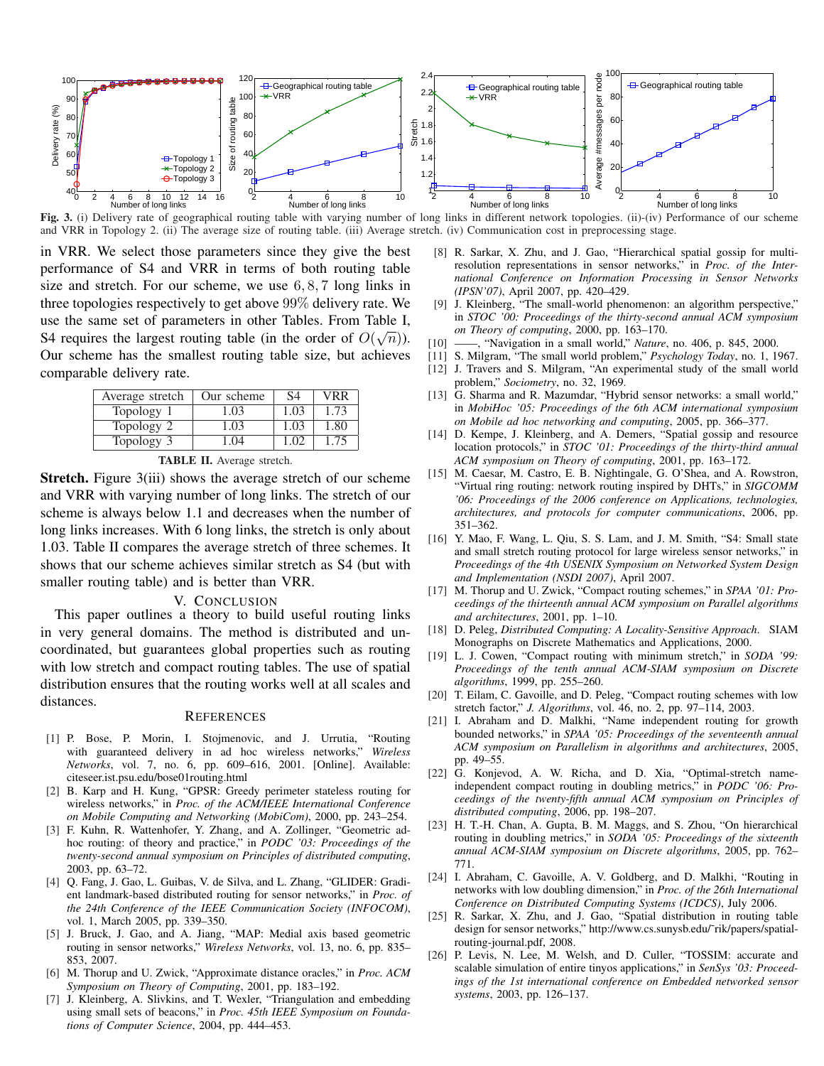100
90
80
70
60
50
40
Delivery rate (%)
0 2 4 6 8 10 12 14 16
Number of long links
Topology 1
Topology 2
Topology 3

120
100
80
60
40
20
0
Size of routing table
2 4 6 8 10
Number of long links
Geographical routing table
VRR

2.4
2.2
2
1.8
1.6
1.4
1.2
1
Stretch
2 4 6 8 10
Number of long links
Geographical routing table
VRR

100
80
60
40
20
0
Average #messages per node
2 4 6 8 10
Number of long links
Geographical routing table

**Fig. 3.** (i) Delivery rate of geographical routing table with varying number of long links in different network topologies. (ii)-(iv) Performance of our scheme and VRR in Topology 2. (ii) The average size of routing table. (iii) Average stretch. (iv) Communication cost in preprocessing stage.

in VRR. We select those parameters since they give the best performance of S4 and VRR in terms of both routing table size and stretch. For our scheme, we use $6, 8, 7$ long links in three topologies respectively to get above $99\%$ delivery rate. We use the same set of parameters in other Tables. From Table I, S4 requires the largest routing table (in the order of $O(\sqrt{n})$). Our scheme has the smallest routing table size, but achieves comparable delivery rate.

| Average stretch | Our scheme | S4 | VRR |
|---|---|---|---|
| Topology 1 | 1.03 | 1.03 | 1.73 |
| Topology 2 | 1.03 | 1.03 | 1.80 |
| Topology 3 | 1.04 | 1.02 | 1.75 |

**TABLE II.** Average stretch.

**Stretch.** Figure 3(iii) shows the average stretch of our scheme and VRR with varying number of long links. The stretch of our scheme is always below 1.1 and decreases when the number of long links increases. With 6 long links, the stretch is only about 1.03. Table II compares the average stretch of three schemes. It shows that our scheme achieves similar stretch as S4 (but with smaller routing table) and is better than VRR.

## V. Conclusion

This paper outlines a theory to build useful routing links in very general domains. The method is distributed and uncoordinated, but guarantees global properties such as routing with low stretch and compact routing tables. The use of spatial distribution ensures that the routing works well at all scales and distances.

## References

[1] P. Bose, P. Morin, I. Stojmenovic, and J. Urrutia, "Routing with guaranteed delivery in ad hoc wireless networks," *Wireless Networks*, vol. 7, no. 6, pp. 609–616, 2001. [Online]. Available: citeseer.ist.psu.edu/bose01routing.html

[2] B. Karp and H. Kung, "GPSR: Greedy perimeter stateless routing for wireless networks," in *Proc. of the ACM/IEEE International Conference on Mobile Computing and Networking (MobiCom)*, 2000, pp. 243–254.

[3] F. Kuhn, R. Wattenhofer, Y. Zhang, and A. Zollinger, "Geometric ad-hoc routing: of theory and practice," in *PODC '03: Proceedings of the twenty-second annual symposium on Principles of distributed computing*, 2003, pp. 63–72.

[4] Q. Fang, J. Gao, L. Guibas, V. de Silva, and L. Zhang, "GLIDER: Gradient landmark-based distributed routing for sensor networks," in *Proc. of the 24th Conference of the IEEE Communication Society (INFOCOM)*, vol. 1, March 2005, pp. 339–350.

[5] J. Bruck, J. Gao, and A. Jiang, "MAP: Medial axis based geometric routing in sensor networks," *Wireless Networks*, vol. 13, no. 6, pp. 835–853, 2007.

[6] M. Thorup and U. Zwick, "Approximate distance oracles," in *Proc. ACM Symposium on Theory of Computing*, 2001, pp. 183–192.

[7] J. Kleinberg, A. Slivkins, and T. Wexler, "Triangulation and embedding using small sets of beacons," in *Proc. 45th IEEE Symposium on Foundations of Computer Science*, 2004, pp. 444–453.

[8] R. Sarkar, X. Zhu, and J. Gao, "Hierarchical spatial gossip for multi-resolution representations in sensor networks," in *Proc. of the International Conference on Information Processing in Sensor Networks (IPSN'07)*, April 2007, pp. 420–429.

[9] J. Kleinberg, "The small-world phenomenon: an algorithm perspective," in *STOC '00: Proceedings of the thirty-second annual ACM symposium on Theory of computing*, 2000, pp. 163–170.

[10] ——, "Navigation in a small world," *Nature*, no. 406, p. 845, 2000.

[11] S. Milgram, "The small world problem," *Psychology Today*, no. 1, 1967.

[12] J. Travers and S. Milgram, "An experimental study of the small world problem," *Sociometry*, no. 32, 1969.

[13] G. Sharma and R. Mazumdar, "Hybrid sensor networks: a small world," in *MobiHoc '05: Proceedings of the 6th ACM international symposium on Mobile ad hoc networking and computing*, 2005, pp. 366–377.

[14] D. Kempe, J. Kleinberg, and A. Demers, "Spatial gossip and resource location protocols," in *STOC '01: Proceedings of the thirty-third annual ACM symposium on Theory of computing*, 2001, pp. 163–172.

[15] M. Caesar, M. Castro, E. B. Nightingale, G. O'Shea, and A. Rowstron, "Virtual ring routing: network routing inspired by DHTs," in *SIGCOMM '06: Proceedings of the 2006 conference on Applications, technologies, architectures, and protocols for computer communications*, 2006, pp. 351–362.

[16] Y. Mao, F. Wang, L. Qiu, S. S. Lam, and J. M. Smith, "S4: Small state and small stretch routing protocol for large wireless sensor networks," in *Proceedings of the 4th USENIX Symposium on Networked System Design and Implementation (NSDI 2007)*, April 2007.

[17] M. Thorup and U. Zwick, "Compact routing schemes," in *SPAA '01: Proceedings of the thirteenth annual ACM symposium on Parallel algorithms and architectures*, 2001, pp. 1–10.

[18] D. Peleg, *Distributed Computing: A Locality-Sensitive Approach*. SIAM Monographs on Discrete Mathematics and Applications, 2000.

[19] L. J. Cowen, "Compact routing with minimum stretch," in *SODA '99: Proceedings of the tenth annual ACM-SIAM symposium on Discrete algorithms*, 1999, pp. 255–260.

[20] T. Eilam, C. Gavoille, and D. Peleg, "Compact routing schemes with low stretch factor," *J. Algorithms*, vol. 46, no. 2, pp. 97–114, 2003.

[21] I. Abraham and D. Malkhi, "Name independent routing for growth bounded networks," in *SPAA '05: Proceedings of the seventeenth annual ACM symposium on Parallelism in algorithms and architectures*, 2005, pp. 49–55.

[22] G. Konjevod, A. W. Richa, and D. Xia, "Optimal-stretch name-independent compact routing in doubling metrics," in *PODC '06: Proceedings of the twenty-fifth annual ACM symposium on Principles of distributed computing*, 2006, pp. 198–207.

[23] H. T.-H. Chan, A. Gupta, B. M. Maggs, and S. Zhou, "On hierarchical routing in doubling metrics," in *SODA '05: Proceedings of the sixteenth annual ACM-SIAM symposium on Discrete algorithms*, 2005, pp. 762–771.

[24] I. Abraham, C. Gavoille, A. V. Goldberg, and D. Malkhi, "Routing in networks with low doubling dimension," in *Proc. of the 26th International Conference on Distributed Computing Systems (ICDCS)*, July 2006.

[25] R. Sarkar, X. Zhu, and J. Gao, "Spatial distribution in routing table design for sensor networks," http://www.cs.sunysb.edu/~rik/papers/spatial-routing-journal.pdf, 2008.

[26] P. Levis, N. Lee, M. Welsh, and D. Culler, "TOSSIM: accurate and scalable simulation of entire tinyos applications," in *SenSys '03: Proceedings of the 1st international conference on Embedded networked sensor systems*, 2003, pp. 126–137.